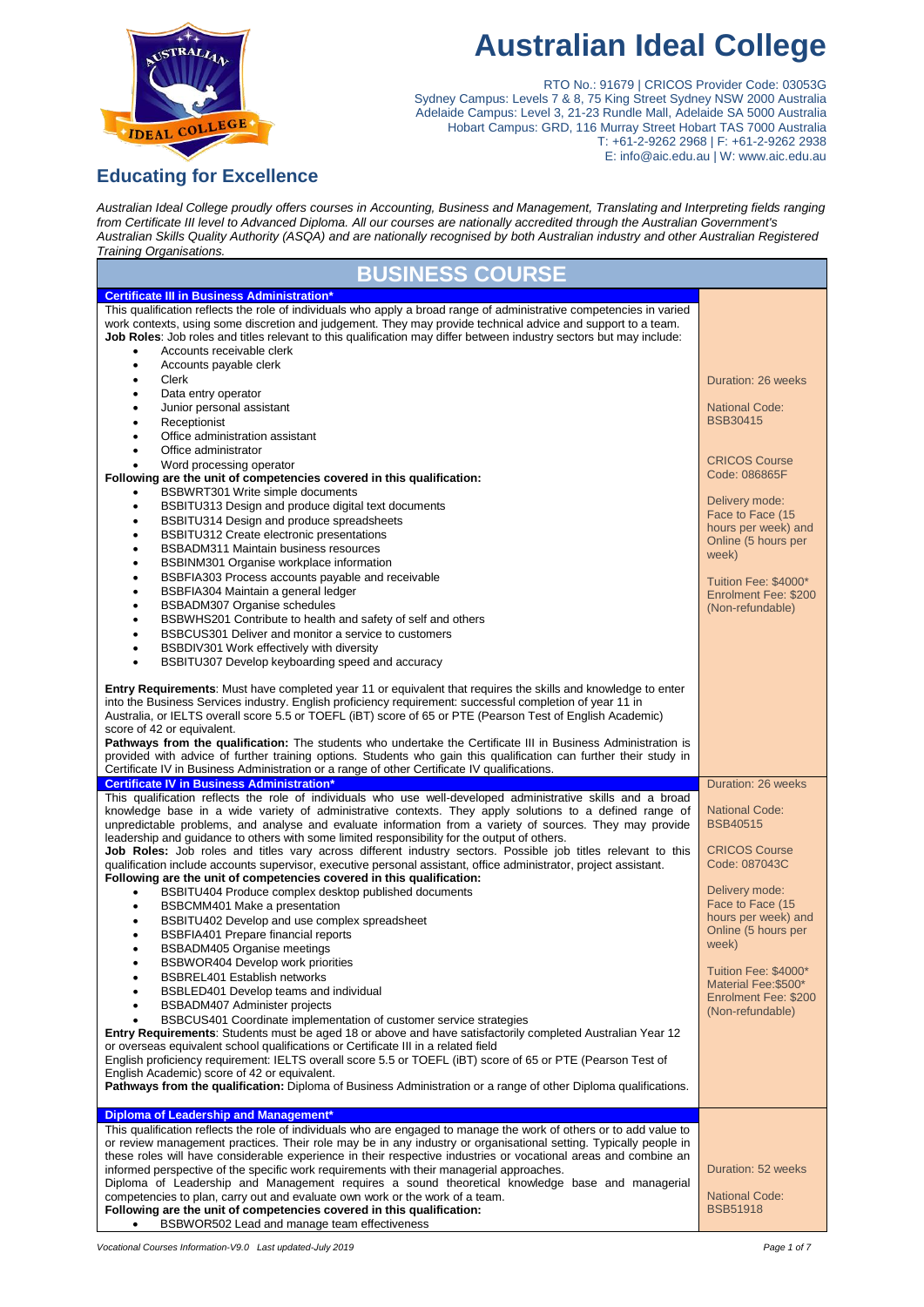# Australian Ideal College

RTO No.: 91679 | CRICOS Provider Code: 03053G
Sydney Campus: Levels 7 & 8, 75 King Street Sydney NSW 2000 Australia
Adelaide Campus: Level 3, 21-23 Rundle Mall, Adelaide SA 5000 Australia
Hobart Campus: GRD, 116 Murray Street Hobart TAS 7000 Australia
T: +61-2-9262 2968 | F: +61-2-9262 2938
E: info@aic.edu.au | W: www.aic.edu.au

## Educating for Excellence

*Australian Ideal College proudly offers courses in Accounting, Business and Management, Translating and Interpreting fields ranging from Certificate III level to Advanced Diploma. All our courses are nationally accredited through the Australian Government's Australian Skills Quality Authority (ASQA) and are nationally recognised by both Australian industry and other Australian Registered Training Organisations.*

## BUSINESS COURSE

### Certificate III in Business Administration*

This qualification reflects the role of individuals who apply a broad range of administrative competencies in varied work contexts, using some discretion and judgement. They may provide technical advice and support to a team.

**Job Roles**: Job roles and titles relevant to this qualification may differ between industry sectors but may include:

- Accounts receivable clerk
- Accounts payable clerk
- Clerk
- Data entry operator
- Junior personal assistant
- Receptionist
- Office administration assistant
- Office administrator
- Word processing operator

**Following are the unit of competencies covered in this qualification:**

- BSBWRT301 Write simple documents
- BSBITU313 Design and produce digital text documents
- BSBITU314 Design and produce spreadsheets
- BSBITU312 Create electronic presentations
- BSBADM311 Maintain business resources
- BSBINM301 Organise workplace information
- BSBFIA303 Process accounts payable and receivable
- BSBFIA304 Maintain a general ledger
- BSBADM307 Organise schedules
- BSBWHS201 Contribute to health and safety of self and others
- BSBCUS301 Deliver and monitor a service to customers
- BSBDIV301 Work effectively with diversity
- BSBITU307 Develop keyboarding speed and accuracy

**Entry Requirements**: Must have completed year 11 or equivalent that requires the skills and knowledge to enter into the Business Services industry. English proficiency requirement: successful completion of year 11 in Australia, or IELTS overall score 5.5 or TOEFL (iBT) score of 65 or PTE (Pearson Test of English Academic) score of 42 or equivalent.

**Pathways from the qualification:** The students who undertake the Certificate III in Business Administration is provided with advice of further training options. Students who gain this qualification can further their study in Certificate IV in Business Administration or a range of other Certificate IV qualifications.

Duration: 26 weeks

National Code: BSB30415

CRICOS Course Code: 086865F

Delivery mode: Face to Face (15 hours per week) and Online (5 hours per week)

Tuition Fee: $4000*
Enrolment Fee: $200 (Non-refundable)

### Certificate IV in Business Administration*

This qualification reflects the role of individuals who use well-developed administrative skills and a broad knowledge base in a wide variety of administrative contexts. They apply solutions to a defined range of unpredictable problems, and analyse and evaluate information from a variety of sources. They may provide leadership and guidance to others with some limited responsibility for the output of others.

**Job Roles:** Job roles and titles vary across different industry sectors. Possible job titles relevant to this qualification include accounts supervisor, executive personal assistant, office administrator, project assistant.

**Following are the unit of competencies covered in this qualification:**

- BSBITU404 Produce complex desktop published documents
- BSBCMM401 Make a presentation
- BSBITU402 Develop and use complex spreadsheet
- BSBFIA401 Prepare financial reports
- BSBADM405 Organise meetings
- BSBWOR404 Develop work priorities
- BSBREL401 Establish networks
- BSBLED401 Develop teams and individual
- BSBADM407 Administer projects
- BSBCUS401 Coordinate implementation of customer service strategies

**Entry Requirements**: Students must be aged 18 or above and have satisfactorily completed Australian Year 12 or overseas equivalent school qualifications or Certificate III in a related field

English proficiency requirement: IELTS overall score 5.5 or TOEFL (iBT) score of 65 or PTE (Pearson Test of English Academic) score of 42 or equivalent.

**Pathways from the qualification:** Diploma of Business Administration or a range of other Diploma qualifications.

Duration: 26 weeks

National Code: BSB40515

CRICOS Course Code: 087043C

Delivery mode: Face to Face (15 hours per week) and Online (5 hours per week)

Tuition Fee: $4000*
Material Fee:$500*
Enrolment Fee: $200 (Non-refundable)

### Diploma of Leadership and Management*

This qualification reflects the role of individuals who are engaged to manage the work of others or to add value to or review management practices. Their role may be in any industry or organisational setting. Typically people in these roles will have considerable experience in their respective industries or vocational areas and combine an informed perspective of the specific work requirements with their managerial approaches.

Diploma of Leadership and Management requires a sound theoretical knowledge base and managerial competencies to plan, carry out and evaluate own work or the work of a team.

**Following are the unit of competencies covered in this qualification:**

- BSBWOR502 Lead and manage team effectiveness

Duration: 52 weeks

National Code: BSB51918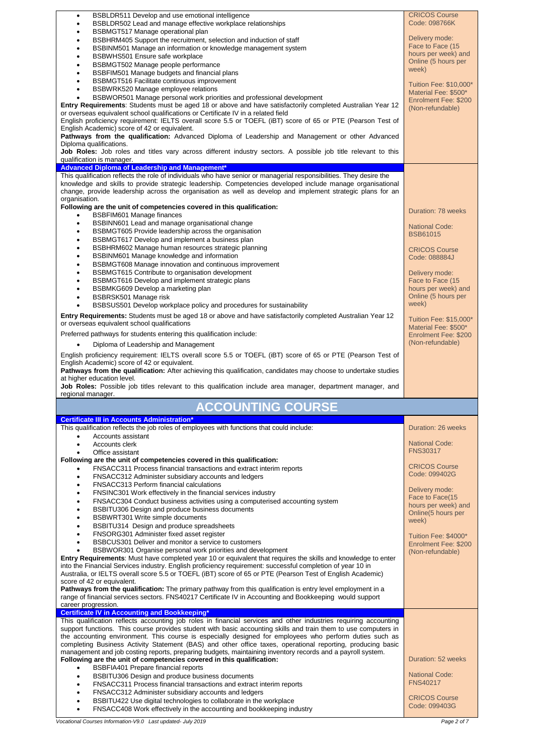- BSBLDR511 Develop and use emotional intelligence
- BSBLDR502 Lead and manage effective workplace relationships
- BSBMGT517 Manage operational plan
- BSBHRM405 Support the recruitment, selection and induction of staff
- BSBINM501 Manage an information or knowledge management system
- BSBWHS501 Ensure safe workplace
- BSBMGT502 Manage people performance
- BSBFIM501 Manage budgets and financial plans
- BSBMGT516 Facilitate continuous improvement
- BSBWRK520 Manage employee relations
- BSBWOR501 Manage personal work priorities and professional development

**Entry Requirements**: Students must be aged 18 or above and have satisfactorily completed Australian Year 12 or overseas equivalent school qualifications or Certificate IV in a related field

English proficiency requirement: IELTS overall score 5.5 or TOEFL (iBT) score of 65 or PTE (Pearson Test of English Academic) score of 42 or equivalent.

**Pathways from the qualification:** Advanced Diploma of Leadership and Management or other Advanced Diploma qualifications.

**Job Roles:** Job roles and titles vary across different industry sectors. A possible job title relevant to this qualification is manager.

CRICOS Course Code: 098766K

Delivery mode: Face to Face (15 hours per week) and Online (5 hours per week)

Tuition Fee: $10,000*
Material Fee: $500*
Enrolment Fee: $200 (Non-refundable)

### Advanced Diploma of Leadership and Management*

This qualification reflects the role of individuals who have senior or managerial responsibilities. They desire the knowledge and skills to provide strategic leadership. Competencies developed include manage organisational change, provide leadership across the organisation as well as develop and implement strategic plans for an organisation.

**Following are the unit of competencies covered in this qualification:**

- BSBFIM601 Manage finances
- BSBINN601 Lead and manage organisational change
- BSBMGT605 Provide leadership across the organisation
- BSBMGT617 Develop and implement a business plan
- BSBHRM602 Manage human resources strategic planning
- BSBINM601 Manage knowledge and information
- BSBMGT608 Manage innovation and continuous improvement
- BSBMGT615 Contribute to organisation development
- BSBMGT616 Develop and implement strategic plans
- BSBMKG609 Develop a marketing plan
- BSBRSK501 Manage risk
- BSBSUS501 Develop workplace policy and procedures for sustainability

**Entry Requirements:** Students must be aged 18 or above and have satisfactorily completed Australian Year 12 or overseas equivalent school qualifications

Preferred pathways for students entering this qualification include:

- Diploma of Leadership and Management

English proficiency requirement: IELTS overall score 5.5 or TOEFL (iBT) score of 65 or PTE (Pearson Test of English Academic) score of 42 or equivalent.

**Pathways from the qualification:** After achieving this qualification, candidates may choose to undertake studies at higher education level.

**Job Roles:** Possible job titles relevant to this qualification include area manager, department manager, and regional manager.

Duration: 78 weeks

National Code: BSB61015

CRICOS Course Code: 088884J

Delivery mode: Face to Face (15 hours per week) and Online (5 hours per week)

Tuition Fee: $15,000*
Material Fee: $500*
Enrolment Fee: $200 (Non-refundable)

## ACCOUNTING COURSE

### Certificate III in Accounts Administration*

This qualification reflects the job roles of employees with functions that could include:

- Accounts assistant
- Accounts clerk
- Office assistant

**Following are the unit of competencies covered in this qualification:**

- FNSACC311 Process financial transactions and extract interim reports
- FNSACC312 Administer subsidiary accounts and ledgers
- FNSACC313 Perform financial calculations
- FNSINC301 Work effectively in the financial services industry
- FNSACC304 Conduct business activities using a computerised accounting system
- BSBITU306 Design and produce business documents
- BSBWRT301 Write simple documents
- BSBITU314 Design and produce spreadsheets
- FNSORG301 Administer fixed asset register
- BSBCUS301 Deliver and monitor a service to customers
- BSBWOR301 Organise personal work priorities and development

**Entry Requirements**: Must have completed year 10 or equivalent that requires the skills and knowledge to enter into the Financial Services industry. English proficiency requirement: successful completion of year 10 in Australia, or IELTS overall score 5.5 or TOEFL (iBT) score of 65 or PTE (Pearson Test of English Academic) score of 42 or equivalent.

**Pathways from the qualification:** The primary pathway from this qualification is entry level employment in a range of financial services sectors. FNS40217 Certificate IV in Accounting and Bookkeeping would support career progression.

Duration: 26 weeks

National Code: FNS30317

CRICOS Course Code: 099402G

Delivery mode: Face to Face(15 hours per week) and Online(5 hours per week)

Tuition Fee: $4000*
Enrolment Fee: $200 (Non-refundable)

### Certificate IV in Accounting and Bookkeeping*

This qualification reflects accounting job roles in financial services and other industries requiring accounting support functions. This course provides student with basic accounting skills and train them to use computers in the accounting environment. This course is especially designed for employees who perform duties such as completing Business Activity Statement (BAS) and other office taxes, operational reporting, producing basic management and job costing reports, preparing budgets, maintaining inventory records and a payroll system.

**Following are the unit of competencies covered in this qualification:**

- BSBFIA401 Prepare financial reports
- BSBITU306 Design and produce business documents
- FNSACC311 Process financial transactions and extract interim reports
- FNSACC312 Administer subsidiary accounts and ledgers
- BSBITU422 Use digital technologies to collaborate in the workplace
- FNSACC408 Work effectively in the accounting and bookkeeping industry

Duration: 52 weeks

National Code: FNS40217

CRICOS Course Code: 099403G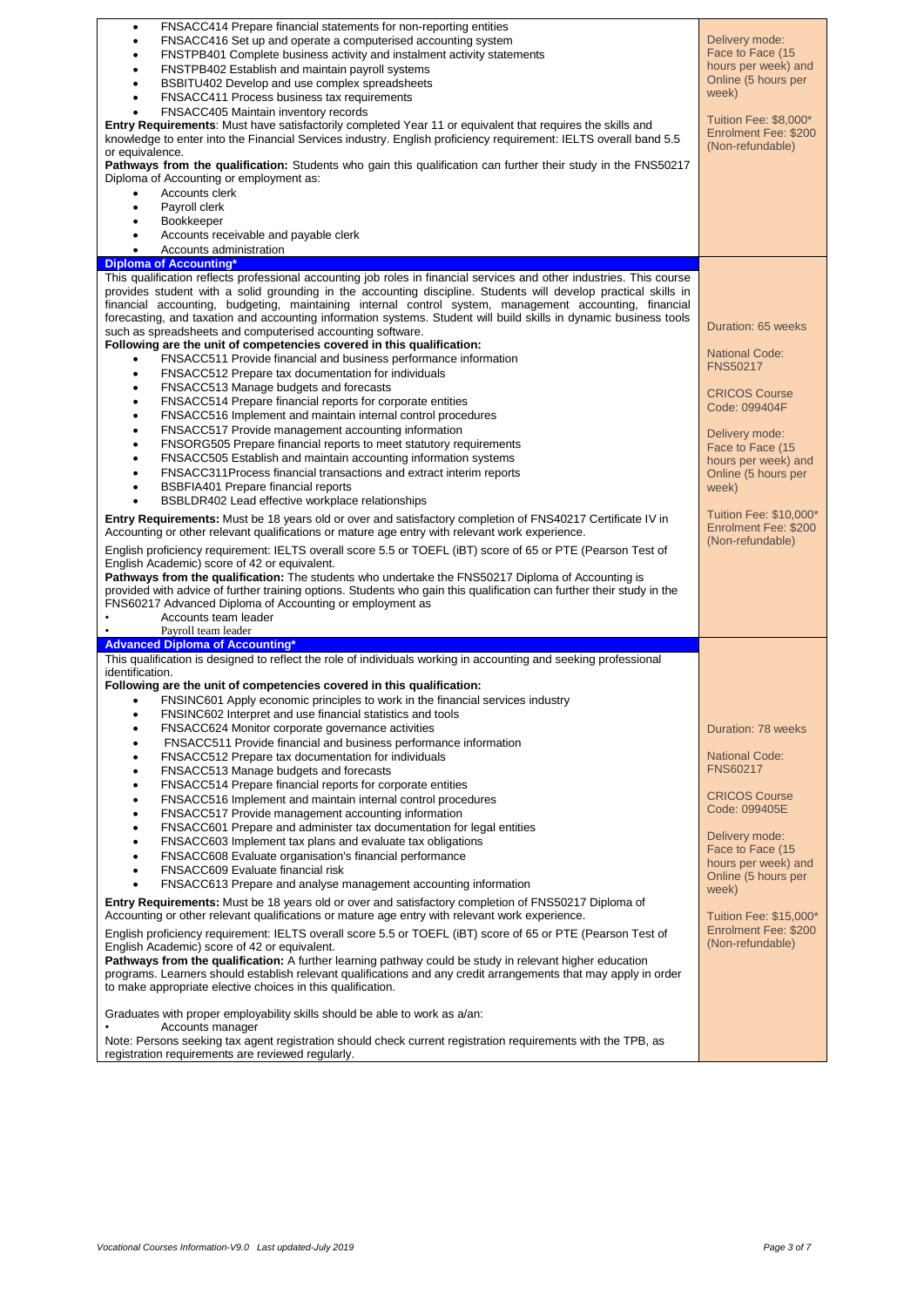| | |
|---|---|
| • FNSACC414 Prepare financial statements for non-reporting entities<br>• FNSACC416 Set up and operate a computerised accounting system<br>• FNSTPB401 Complete business activity and instalment activity statements<br>• FNSTPB402 Establish and maintain payroll systems<br>• BSBITU402 Develop and use complex spreadsheets<br>• FNSACC411 Process business tax requirements<br>• FNSACC405 Maintain inventory records<br>**Entry Requirements**: Must have satisfactorily completed Year 11 or equivalent that requires the skills and knowledge to enter into the Financial Services industry. English proficiency requirement: IELTS overall band 5.5 or equivalence.<br>**Pathways from the qualification:** Students who gain this qualification can further their study in the FNS50217 Diploma of Accounting or employment as:<br>• Accounts clerk<br>• Payroll clerk<br>• Bookkeeper<br>• Accounts receivable and payable clerk<br>• Accounts administration | Delivery mode: Face to Face (15 hours per week) and Online (5 hours per week)<br><br>Tuition Fee: $8,000*<br>Enrolment Fee: $200 (Non-refundable) |
| **Diploma of Accounting*** | |
| This qualification reflects professional accounting job roles in financial services and other industries. This course provides student with a solid grounding in the accounting discipline. Students will develop practical skills in financial accounting, budgeting, maintaining internal control system, management accounting, financial forecasting, and taxation and accounting information systems. Student will build skills in dynamic business tools such as spreadsheets and computerised accounting software.<br>**Following are the unit of competencies covered in this qualification:**<br>• FNSACC511 Provide financial and business performance information<br>• FNSACC512 Prepare tax documentation for individuals<br>• FNSACC513 Manage budgets and forecasts<br>• FNSACC514 Prepare financial reports for corporate entities<br>• FNSACC516 Implement and maintain internal control procedures<br>• FNSACC517 Provide management accounting information<br>• FNSORG505 Prepare financial reports to meet statutory requirements<br>• FNSACC505 Establish and maintain accounting information systems<br>• FNSACC311Process financial transactions and extract interim reports<br>• BSBFIA401 Prepare financial reports<br>• BSBLDR402 Lead effective workplace relationships<br>**Entry Requirements:** Must be 18 years old or over and satisfactory completion of FNS40217 Certificate IV in Accounting or other relevant qualifications or mature age entry with relevant work experience.<br>English proficiency requirement: IELTS overall score 5.5 or TOEFL (iBT) score of 65 or PTE (Pearson Test of English Academic) score of 42 or equivalent.<br>**Pathways from the qualification:** The students who undertake the FNS50217 Diploma of Accounting is provided with advice of further training options. Students who gain this qualification can further their study in the FNS60217 Advanced Diploma of Accounting or employment as<br>• Accounts team leader<br>• Payroll team leader | Duration: 65 weeks<br><br>National Code: FNS50217<br><br>CRICOS Course Code: 099404F<br><br>Delivery mode: Face to Face (15 hours per week) and Online (5 hours per week)<br><br>Tuition Fee: $10,000*<br>Enrolment Fee: $200 (Non-refundable) |
| **Advanced Diploma of Accounting*** | |
| This qualification is designed to reflect the role of individuals working in accounting and seeking professional identification.<br>**Following are the unit of competencies covered in this qualification:**<br>• FNSINC601 Apply economic principles to work in the financial services industry<br>• FNSINC602 Interpret and use financial statistics and tools<br>• FNSACC624 Monitor corporate governance activities<br>• FNSACC511 Provide financial and business performance information<br>• FNSACC512 Prepare tax documentation for individuals<br>• FNSACC513 Manage budgets and forecasts<br>• FNSACC514 Prepare financial reports for corporate entities<br>• FNSACC516 Implement and maintain internal control procedures<br>• FNSACC517 Provide management accounting information<br>• FNSACC601 Prepare and administer tax documentation for legal entities<br>• FNSACC603 Implement tax plans and evaluate tax obligations<br>• FNSACC608 Evaluate organisation's financial performance<br>• FNSACC609 Evaluate financial risk<br>• FNSACC613 Prepare and analyse management accounting information<br>**Entry Requirements:** Must be 18 years old or over and satisfactory completion of FNS50217 Diploma of Accounting or other relevant qualifications or mature age entry with relevant work experience.<br>English proficiency requirement: IELTS overall score 5.5 or TOEFL (iBT) score of 65 or PTE (Pearson Test of English Academic) score of 42 or equivalent.<br>**Pathways from the qualification:** A further learning pathway could be study in relevant higher education programs. Learners should establish relevant qualifications and any credit arrangements that may apply in order to make appropriate elective choices in this qualification.<br><br>Graduates with proper employability skills should be able to work as a/an:<br>• Accounts manager<br>Note: Persons seeking tax agent registration should check current registration requirements with the TPB, as registration requirements are reviewed regularly. | Duration: 78 weeks<br><br>National Code: FNS60217<br><br>CRICOS Course Code: 099405E<br><br>Delivery mode: Face to Face (15 hours per week) and Online (5 hours per week)<br><br>Tuition Fee: $15,000*<br>Enrolment Fee: $200 (Non-refundable) |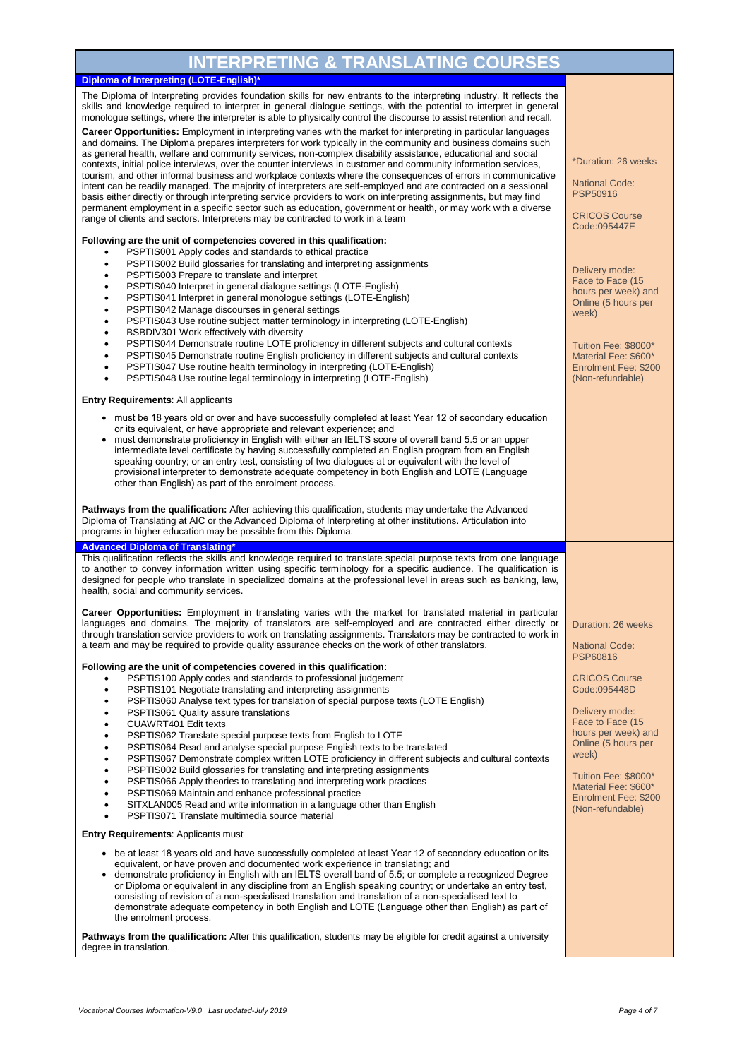# INTERPRETING & TRANSLATING COURSES

## Diploma of Interpreting (LOTE-English)*

The Diploma of Interpreting provides foundation skills for new entrants to the interpreting industry. It reflects the skills and knowledge required to interpret in general dialogue settings, with the potential to interpret in general monologue settings, where the interpreter is able to physically control the discourse to assist retention and recall.

**Career Opportunities:** Employment in interpreting varies with the market for interpreting in particular languages and domains. The Diploma prepares interpreters for work typically in the community and business domains such as general health, welfare and community services, non-complex disability assistance, educational and social contexts, initial police interviews, over the counter interviews in customer and community information services, tourism, and other informal business and workplace contexts where the consequences of errors in communicative intent can be readily managed. The majority of interpreters are self-employed and are contracted on a sessional basis either directly or through interpreting service providers to work on interpreting assignments, but may find permanent employment in a specific sector such as education, government or health, or may work with a diverse range of clients and sectors. Interpreters may be contracted to work in a team

**Following are the unit of competencies covered in this qualification:**

- PSPTIS001 Apply codes and standards to ethical practice
- PSPTIS002 Build glossaries for translating and interpreting assignments
- PSPTIS003 Prepare to translate and interpret
- PSPTIS040 Interpret in general dialogue settings (LOTE-English)
- PSPTIS041 Interpret in general monologue settings (LOTE-English)
- PSPTIS042 Manage discourses in general settings
- PSPTIS043 Use routine subject matter terminology in interpreting (LOTE-English)
- BSBDIV301 Work effectively with diversity
- PSPTIS044 Demonstrate routine LOTE proficiency in different subjects and cultural contexts
- PSPTIS045 Demonstrate routine English proficiency in different subjects and cultural contexts
- PSPTIS047 Use routine health terminology in interpreting (LOTE-English)
- PSPTIS048 Use routine legal terminology in interpreting (LOTE-English)

**Entry Requirements**: All applicants

- must be 18 years old or over and have successfully completed at least Year 12 of secondary education or its equivalent, or have appropriate and relevant experience; and
- must demonstrate proficiency in English with either an IELTS score of overall band 5.5 or an upper intermediate level certificate by having successfully completed an English program from an English speaking country; or an entry test, consisting of two dialogues at or equivalent with the level of provisional interpreter to demonstrate adequate competency in both English and LOTE (Language other than English) as part of the enrolment process.

**Pathways from the qualification:** After achieving this qualification, students may undertake the Advanced Diploma of Translating at AIC or the Advanced Diploma of Interpreting at other institutions. Articulation into programs in higher education may be possible from this Diploma.

*Duration: 26 weeks

National Code: PSP50916

CRICOS Course Code:095447E

Delivery mode: Face to Face (15 hours per week) and Online (5 hours per week)

Tuition Fee: $8000*
Material Fee: $600*
Enrolment Fee: $200 (Non-refundable)

## Advanced Diploma of Translating*

This qualification reflects the skills and knowledge required to translate special purpose texts from one language to another to convey information written using specific terminology for a specific audience. The qualification is designed for people who translate in specialized domains at the professional level in areas such as banking, law, health, social and community services.

**Career Opportunities:** Employment in translating varies with the market for translated material in particular languages and domains. The majority of translators are self-employed and are contracted either directly or through translation service providers to work on translating assignments. Translators may be contracted to work in a team and may be required to provide quality assurance checks on the work of other translators.

**Following are the unit of competencies covered in this qualification:**

- PSPTIS100 Apply codes and standards to professional judgement
- PSPTIS101 Negotiate translating and interpreting assignments
- PSPTIS060 Analyse text types for translation of special purpose texts (LOTE English)
- PSPTIS061 Quality assure translations
- CUAWRT401 Edit texts
- PSPTIS062 Translate special purpose texts from English to LOTE
- PSPTIS064 Read and analyse special purpose English texts to be translated
- PSPTIS067 Demonstrate complex written LOTE proficiency in different subjects and cultural contexts
- PSPTIS002 Build glossaries for translating and interpreting assignments
- PSPTIS066 Apply theories to translating and interpreting work practices
- PSPTIS069 Maintain and enhance professional practice
- SITXLAN005 Read and write information in a language other than English
- PSPTIS071 Translate multimedia source material

**Entry Requirements**: Applicants must

- be at least 18 years old and have successfully completed at least Year 12 of secondary education or its equivalent, or have proven and documented work experience in translating; and
- demonstrate proficiency in English with an IELTS overall band of 5.5; or complete a recognized Degree or Diploma or equivalent in any discipline from an English speaking country; or undertake an entry test, consisting of revision of a non-specialised translation and translation of a non-specialised text to demonstrate adequate competency in both English and LOTE (Language other than English) as part of the enrolment process.

**Pathways from the qualification:** After this qualification, students may be eligible for credit against a university degree in translation.

Duration: 26 weeks

National Code: PSP60816

CRICOS Course Code:095448D

Delivery mode: Face to Face (15 hours per week) and Online (5 hours per week)

Tuition Fee: $8000*
Material Fee: $600*
Enrolment Fee: $200 (Non-refundable)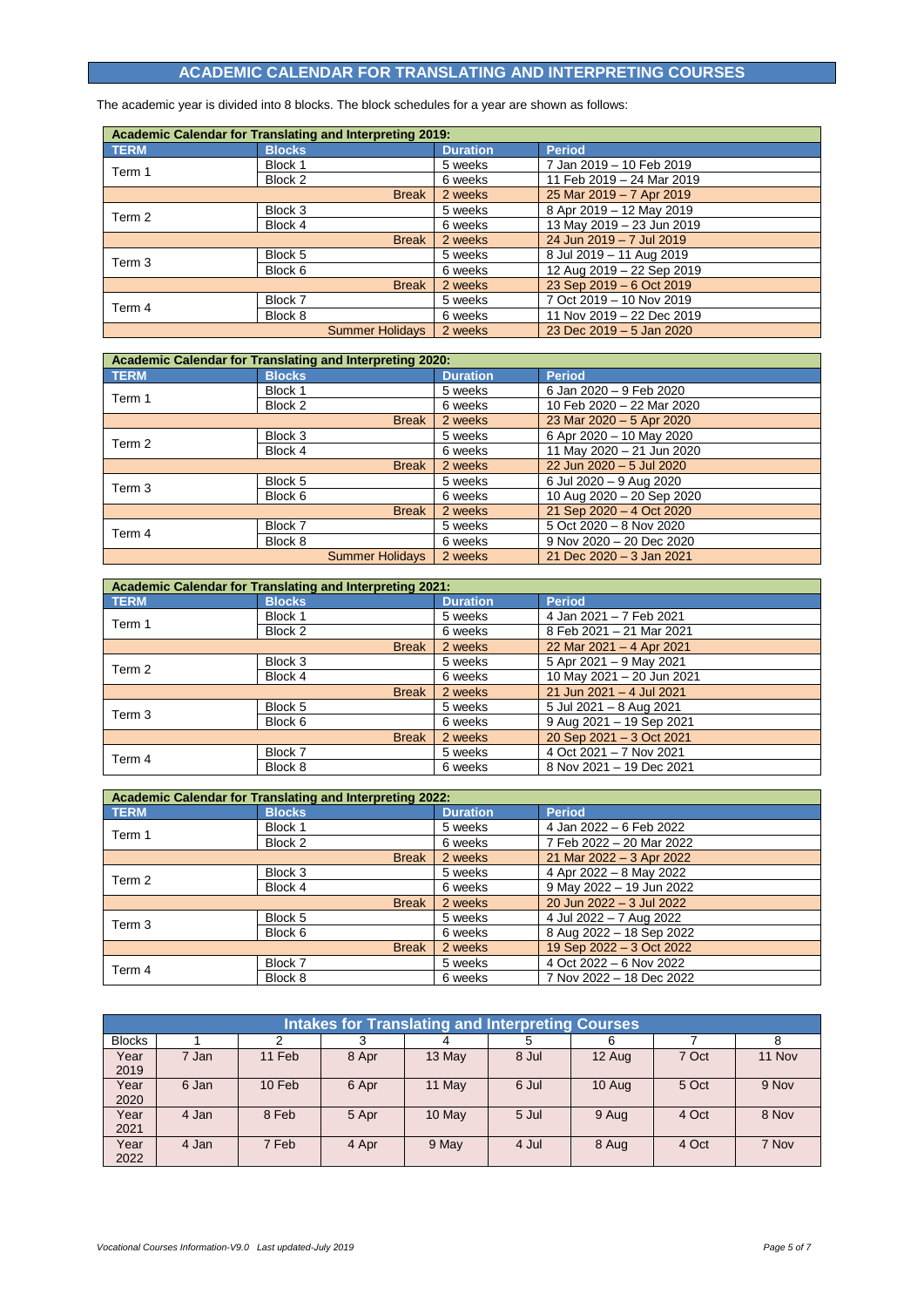## ACADEMIC CALENDAR FOR TRANSLATING AND INTERPRETING COURSES

The academic year is divided into 8 blocks. The block schedules for a year are shown as follows:

| Academic Calendar for Translating and Interpreting 2019: | | | |
|---|---|---|---|
| **TERM** | **Blocks** | **Duration** | **Period** |
| Term 1 | Block 1 | 5 weeks | 7 Jan 2019 – 10 Feb 2019 |
| | Block 2 | 6 weeks | 11 Feb 2019 – 24 Mar 2019 |
| | Break | 2 weeks | 25 Mar 2019 – 7 Apr 2019 |
| Term 2 | Block 3 | 5 weeks | 8 Apr 2019 – 12 May 2019 |
| | Block 4 | 6 weeks | 13 May 2019 – 23 Jun 2019 |
| | Break | 2 weeks | 24 Jun 2019 – 7 Jul 2019 |
| Term 3 | Block 5 | 5 weeks | 8 Jul 2019 – 11 Aug 2019 |
| | Block 6 | 6 weeks | 12 Aug 2019 – 22 Sep 2019 |
| | Break | 2 weeks | 23 Sep 2019 – 6 Oct 2019 |
| Term 4 | Block 7 | 5 weeks | 7 Oct 2019 – 10 Nov 2019 |
| | Block 8 | 6 weeks | 11 Nov 2019 – 22 Dec 2019 |
| | Summer Holidays | 2 weeks | 23 Dec 2019 – 5 Jan 2020 |

| Academic Calendar for Translating and Interpreting 2020: | | | |
|---|---|---|---|
| **TERM** | **Blocks** | **Duration** | **Period** |
| Term 1 | Block 1 | 5 weeks | 6 Jan 2020 – 9 Feb 2020 |
| | Block 2 | 6 weeks | 10 Feb 2020 – 22 Mar 2020 |
| | Break | 2 weeks | 23 Mar 2020 – 5 Apr 2020 |
| Term 2 | Block 3 | 5 weeks | 6 Apr 2020 – 10 May 2020 |
| | Block 4 | 6 weeks | 11 May 2020 – 21 Jun 2020 |
| | Break | 2 weeks | 22 Jun 2020 – 5 Jul 2020 |
| Term 3 | Block 5 | 5 weeks | 6 Jul 2020 – 9 Aug 2020 |
| | Block 6 | 6 weeks | 10 Aug 2020 – 20 Sep 2020 |
| | Break | 2 weeks | 21 Sep 2020 – 4 Oct 2020 |
| Term 4 | Block 7 | 5 weeks | 5 Oct 2020 – 8 Nov 2020 |
| | Block 8 | 6 weeks | 9 Nov 2020 – 20 Dec 2020 |
| | Summer Holidays | 2 weeks | 21 Dec 2020 – 3 Jan 2021 |

| Academic Calendar for Translating and Interpreting 2021: | | | |
|---|---|---|---|
| **TERM** | **Blocks** | **Duration** | **Period** |
| Term 1 | Block 1 | 5 weeks | 4 Jan 2021 – 7 Feb 2021 |
| | Block 2 | 6 weeks | 8 Feb 2021 – 21 Mar 2021 |
| | Break | 2 weeks | 22 Mar 2021 – 4 Apr 2021 |
| Term 2 | Block 3 | 5 weeks | 5 Apr 2021 – 9 May 2021 |
| | Block 4 | 6 weeks | 10 May 2021 – 20 Jun 2021 |
| | Break | 2 weeks | 21 Jun 2021 – 4 Jul 2021 |
| Term 3 | Block 5 | 5 weeks | 5 Jul 2021 – 8 Aug 2021 |
| | Block 6 | 6 weeks | 9 Aug 2021 – 19 Sep 2021 |
| | Break | 2 weeks | 20 Sep 2021 – 3 Oct 2021 |
| Term 4 | Block 7 | 5 weeks | 4 Oct 2021 – 7 Nov 2021 |
| | Block 8 | 6 weeks | 8 Nov 2021 – 19 Dec 2021 |

| Academic Calendar for Translating and Interpreting 2022: | | | |
|---|---|---|---|
| **TERM** | **Blocks** | **Duration** | **Period** |
| Term 1 | Block 1 | 5 weeks | 4 Jan 2022 – 6 Feb 2022 |
| | Block 2 | 6 weeks | 7 Feb 2022 – 20 Mar 2022 |
| | Break | 2 weeks | 21 Mar 2022 – 3 Apr 2022 |
| Term 2 | Block 3 | 5 weeks | 4 Apr 2022 – 8 May 2022 |
| | Block 4 | 6 weeks | 9 May 2022 – 19 Jun 2022 |
| | Break | 2 weeks | 20 Jun 2022 – 3 Jul 2022 |
| Term 3 | Block 5 | 5 weeks | 4 Jul 2022 – 7 Aug 2022 |
| | Block 6 | 6 weeks | 8 Aug 2022 – 18 Sep 2022 |
| | Break | 2 weeks | 19 Sep 2022 – 3 Oct 2022 |
| Term 4 | Block 7 | 5 weeks | 4 Oct 2022 – 6 Nov 2022 |
| | Block 8 | 6 weeks | 7 Nov 2022 – 18 Dec 2022 |

| Intakes for Translating and Interpreting Courses | | | | | | | | |
|---|---|---|---|---|---|---|---|---|
| Blocks | 1 | 2 | 3 | 4 | 5 | 6 | 7 | 8 |
| Year 2019 | 7 Jan | 11 Feb | 8 Apr | 13 May | 8 Jul | 12 Aug | 7 Oct | 11 Nov |
| Year 2020 | 6 Jan | 10 Feb | 6 Apr | 11 May | 6 Jul | 10 Aug | 5 Oct | 9 Nov |
| Year 2021 | 4 Jan | 8 Feb | 5 Apr | 10 May | 5 Jul | 9 Aug | 4 Oct | 8 Nov |
| Year 2022 | 4 Jan | 7 Feb | 4 Apr | 9 May | 4 Jul | 8 Aug | 4 Oct | 7 Nov |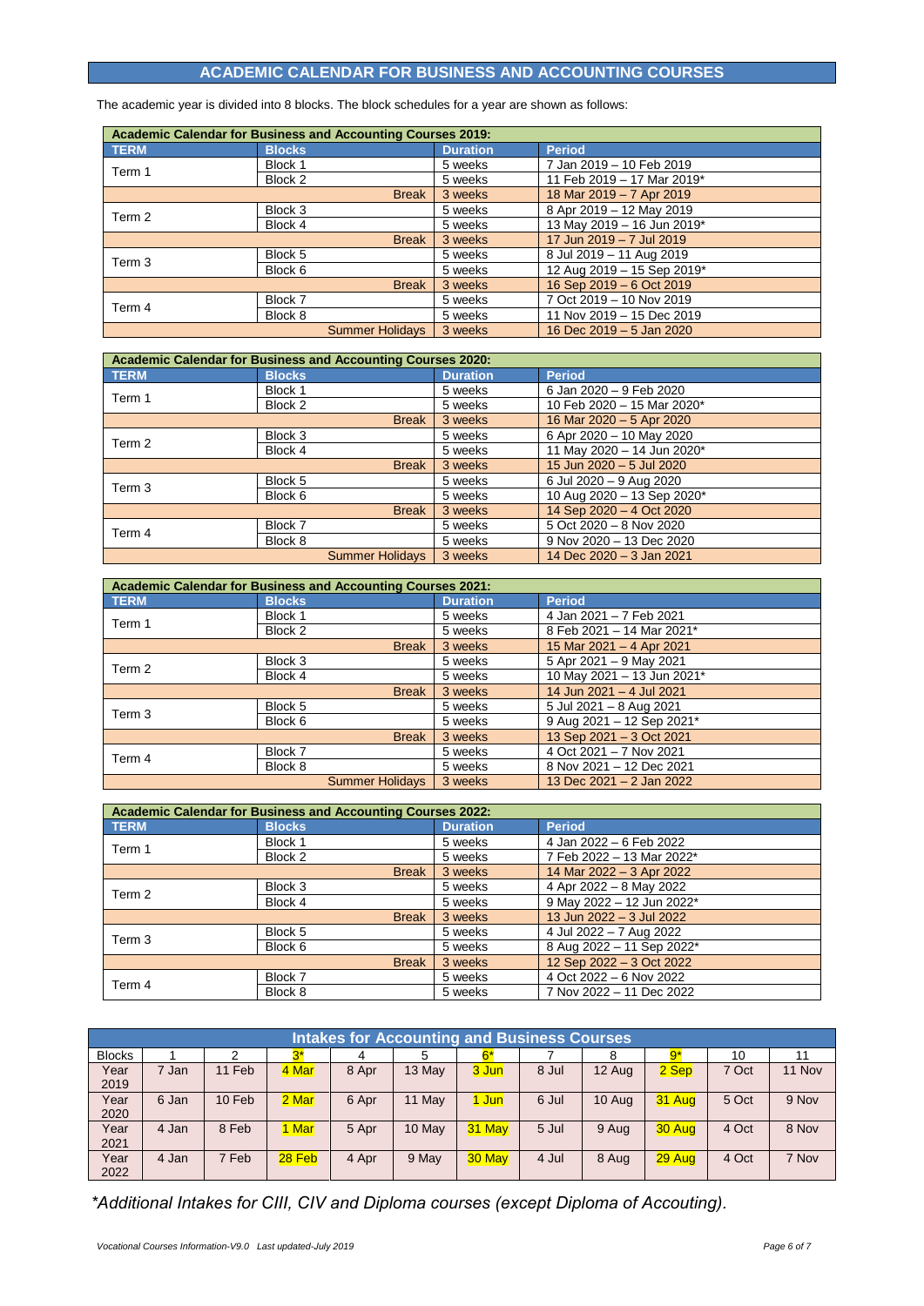## ACADEMIC CALENDAR FOR BUSINESS AND ACCOUNTING COURSES

The academic year is divided into 8 blocks. The block schedules for a year are shown as follows:

**Academic Calendar for Business and Accounting Courses 2019:**

| TERM | Blocks | Duration | Period |
|---|---|---|---|
| Term 1 | Block 1 | 5 weeks | 7 Jan 2019 – 10 Feb 2019 |
| | Block 2 | 5 weeks | 11 Feb 2019 – 17 Mar 2019* |
| | Break | 3 weeks | 18 Mar 2019 – 7 Apr 2019 |
| Term 2 | Block 3 | 5 weeks | 8 Apr 2019 – 12 May 2019 |
| | Block 4 | 5 weeks | 13 May 2019 – 16 Jun 2019* |
| | Break | 3 weeks | 17 Jun 2019 – 7 Jul 2019 |
| Term 3 | Block 5 | 5 weeks | 8 Jul 2019 – 11 Aug 2019 |
| | Block 6 | 5 weeks | 12 Aug 2019 – 15 Sep 2019* |
| | Break | 3 weeks | 16 Sep 2019 – 6 Oct 2019 |
| Term 4 | Block 7 | 5 weeks | 7 Oct 2019 – 10 Nov 2019 |
| | Block 8 | 5 weeks | 11 Nov 2019 – 15 Dec 2019 |
| | Summer Holidays | 3 weeks | 16 Dec 2019 – 5 Jan 2020 |

**Academic Calendar for Business and Accounting Courses 2020:**

| TERM | Blocks | Duration | Period |
|---|---|---|---|
| Term 1 | Block 1 | 5 weeks | 6 Jan 2020 – 9 Feb 2020 |
| | Block 2 | 5 weeks | 10 Feb 2020 – 15 Mar 2020* |
| | Break | 3 weeks | 16 Mar 2020 – 5 Apr 2020 |
| Term 2 | Block 3 | 5 weeks | 6 Apr 2020 – 10 May 2020 |
| | Block 4 | 5 weeks | 11 May 2020 – 14 Jun 2020* |
| | Break | 3 weeks | 15 Jun 2020 – 5 Jul 2020 |
| Term 3 | Block 5 | 5 weeks | 6 Jul 2020 – 9 Aug 2020 |
| | Block 6 | 5 weeks | 10 Aug 2020 – 13 Sep 2020* |
| | Break | 3 weeks | 14 Sep 2020 – 4 Oct 2020 |
| Term 4 | Block 7 | 5 weeks | 5 Oct 2020 – 8 Nov 2020 |
| | Block 8 | 5 weeks | 9 Nov 2020 – 13 Dec 2020 |
| | Summer Holidays | 3 weeks | 14 Dec 2020 – 3 Jan 2021 |

**Academic Calendar for Business and Accounting Courses 2021:**

| TERM | Blocks | Duration | Period |
|---|---|---|---|
| Term 1 | Block 1 | 5 weeks | 4 Jan 2021 – 7 Feb 2021 |
| | Block 2 | 5 weeks | 8 Feb 2021 – 14 Mar 2021* |
| | Break | 3 weeks | 15 Mar 2021 – 4 Apr 2021 |
| Term 2 | Block 3 | 5 weeks | 5 Apr 2021 – 9 May 2021 |
| | Block 4 | 5 weeks | 10 May 2021 – 13 Jun 2021* |
| | Break | 3 weeks | 14 Jun 2021 – 4 Jul 2021 |
| Term 3 | Block 5 | 5 weeks | 5 Jul 2021 – 8 Aug 2021 |
| | Block 6 | 5 weeks | 9 Aug 2021 – 12 Sep 2021* |
| | Break | 3 weeks | 13 Sep 2021 – 3 Oct 2021 |
| Term 4 | Block 7 | 5 weeks | 4 Oct 2021 – 7 Nov 2021 |
| | Block 8 | 5 weeks | 8 Nov 2021 – 12 Dec 2021 |
| | Summer Holidays | 3 weeks | 13 Dec 2021 – 2 Jan 2022 |

**Academic Calendar for Business and Accounting Courses 2022:**

| TERM | Blocks | Duration | Period |
|---|---|---|---|
| Term 1 | Block 1 | 5 weeks | 4 Jan 2022 – 6 Feb 2022 |
| | Block 2 | 5 weeks | 7 Feb 2022 – 13 Mar 2022* |
| | Break | 3 weeks | 14 Mar 2022 – 3 Apr 2022 |
| Term 2 | Block 3 | 5 weeks | 4 Apr 2022 – 8 May 2022 |
| | Block 4 | 5 weeks | 9 May 2022 – 12 Jun 2022* |
| | Break | 3 weeks | 13 Jun 2022 – 3 Jul 2022 |
| Term 3 | Block 5 | 5 weeks | 4 Jul 2022 – 7 Aug 2022 |
| | Block 6 | 5 weeks | 8 Aug 2022 – 11 Sep 2022* |
| | Break | 3 weeks | 12 Sep 2022 – 3 Oct 2022 |
| Term 4 | Block 7 | 5 weeks | 4 Oct 2022 – 6 Nov 2022 |
| | Block 8 | 5 weeks | 7 Nov 2022 – 11 Dec 2022 |

**Intakes for Accounting and Business Courses**

| Blocks | 1 | 2 | 3* | 4 | 5 | 6* | 7 | 8 | 9* | 10 | 11 |
|---|---|---|---|---|---|---|---|---|---|---|---|
| Year 2019 | 7 Jan | 11 Feb | 4 Mar | 8 Apr | 13 May | 3 Jun | 8 Jul | 12 Aug | 2 Sep | 7 Oct | 11 Nov |
| Year 2020 | 6 Jan | 10 Feb | 2 Mar | 6 Apr | 11 May | 1 Jun | 6 Jul | 10 Aug | 31 Aug | 5 Oct | 9 Nov |
| Year 2021 | 4 Jan | 8 Feb | 1 Mar | 5 Apr | 10 May | 31 May | 5 Jul | 9 Aug | 30 Aug | 4 Oct | 8 Nov |
| Year 2022 | 4 Jan | 7 Feb | 28 Feb | 4 Apr | 9 May | 30 May | 4 Jul | 8 Aug | 29 Aug | 4 Oct | 7 Nov |

*\*Additional Intakes for CIII, CIV and Diploma courses (except Diploma of Accouting).*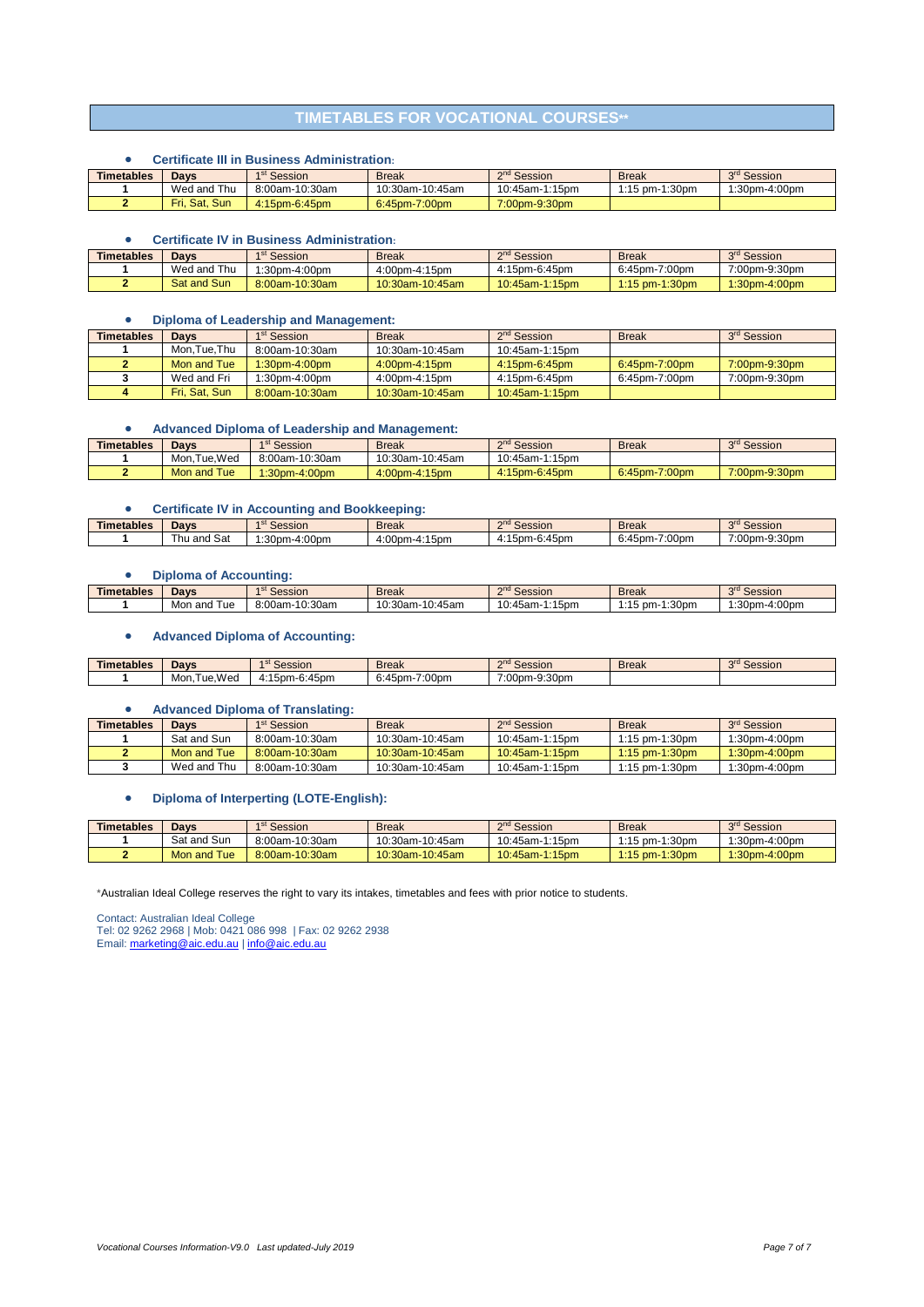# TIMETABLES FOR VOCATIONAL COURSES**

- **Certificate III in Business Administration:**

| Timetables | Days | 1st Session | Break | 2nd Session | Break | 3rd Session |
|---|---|---|---|---|---|---|
| 1 | Wed and Thu | 8:00am-10:30am | 10:30am-10:45am | 10:45am-1:15pm | 1:15 pm-1:30pm | 1:30pm-4:00pm |
| 2 | Fri, Sat, Sun | 4:15pm-6:45pm | 6:45pm-7:00pm | 7:00pm-9:30pm | | |

- **Certificate IV in Business Administration:**

| Timetables | Days | 1st Session | Break | 2nd Session | Break | 3rd Session |
|---|---|---|---|---|---|---|
| 1 | Wed and Thu | 1:30pm-4:00pm | 4:00pm-4:15pm | 4:15pm-6:45pm | 6:45pm-7:00pm | 7:00pm-9:30pm |
| 2 | Sat and Sun | 8:00am-10:30am | 10:30am-10:45am | 10:45am-1:15pm | 1:15 pm-1:30pm | 1:30pm-4:00pm |

- **Diploma of Leadership and Management:**

| Timetables | Days | 1st Session | Break | 2nd Session | Break | 3rd Session |
|---|---|---|---|---|---|---|
| 1 | Mon,Tue,Thu | 8:00am-10:30am | 10:30am-10:45am | 10:45am-1:15pm | | |
| 2 | Mon and Tue | 1:30pm-4:00pm | 4:00pm-4:15pm | 4:15pm-6:45pm | 6:45pm-7:00pm | 7:00pm-9:30pm |
| 3 | Wed and Fri | 1:30pm-4:00pm | 4:00pm-4:15pm | 4:15pm-6:45pm | 6:45pm-7:00pm | 7:00pm-9:30pm |
| 4 | Fri, Sat, Sun | 8:00am-10:30am | 10:30am-10:45am | 10:45am-1:15pm | | |

- **Advanced Diploma of Leadership and Management:**

| Timetables | Days | 1st Session | Break | 2nd Session | Break | 3rd Session |
|---|---|---|---|---|---|---|
| 1 | Mon,Tue,Wed | 8:00am-10:30am | 10:30am-10:45am | 10:45am-1:15pm | | |
| 2 | Mon and Tue | 1:30pm-4:00pm | 4:00pm-4:15pm | 4:15pm-6:45pm | 6:45pm-7:00pm | 7:00pm-9:30pm |

- **Certificate IV in Accounting and Bookkeeping:**

| Timetables | Days | 1st Session | Break | 2nd Session | Break | 3rd Session |
|---|---|---|---|---|---|---|
| 1 | Thu and Sat | 1:30pm-4:00pm | 4:00pm-4:15pm | 4:15pm-6:45pm | 6:45pm-7:00pm | 7:00pm-9:30pm |

- **Diploma of Accounting:**

| Timetables | Days | 1st Session | Break | 2nd Session | Break | 3rd Session |
|---|---|---|---|---|---|---|
| 1 | Mon and Tue | 8:00am-10:30am | 10:30am-10:45am | 10:45am-1:15pm | 1:15 pm-1:30pm | 1:30pm-4:00pm |

- **Advanced Diploma of Accounting:**

| Timetables | Days | 1st Session | Break | 2nd Session | Break | 3rd Session |
|---|---|---|---|---|---|---|
| 1 | Mon,Tue,Wed | 4:15pm-6:45pm | 6:45pm-7:00pm | 7:00pm-9:30pm | | |

- **Advanced Diploma of Translating:**

| Timetables | Days | 1st Session | Break | 2nd Session | Break | 3rd Session |
|---|---|---|---|---|---|---|
| 1 | Sat and Sun | 8:00am-10:30am | 10:30am-10:45am | 10:45am-1:15pm | 1:15 pm-1:30pm | 1:30pm-4:00pm |
| 2 | Mon and Tue | 8:00am-10:30am | 10:30am-10:45am | 10:45am-1:15pm | 1:15 pm-1:30pm | 1:30pm-4:00pm |
| 3 | Wed and Thu | 8:00am-10:30am | 10:30am-10:45am | 10:45am-1:15pm | 1:15 pm-1:30pm | 1:30pm-4:00pm |

- **Diploma of Interperting (LOTE-English):**

| Timetables | Days | 1st Session | Break | 2nd Session | Break | 3rd Session |
|---|---|---|---|---|---|---|
| 1 | Sat and Sun | 8:00am-10:30am | 10:30am-10:45am | 10:45am-1:15pm | 1:15 pm-1:30pm | 1:30pm-4:00pm |
| 2 | Mon and Tue | 8:00am-10:30am | 10:30am-10:45am | 10:45am-1:15pm | 1:15 pm-1:30pm | 1:30pm-4:00pm |

*Australian Ideal College reserves the right to vary its intakes, timetables and fees with prior notice to students.

Contact: Australian Ideal College
Tel: 02 9262 2968 | Mob: 0421 086 998 | Fax: 02 9262 2938
Email: marketing@aic.edu.au | info@aic.edu.au

*Vocational Courses Information-V9.0 Last updated-July 2019*